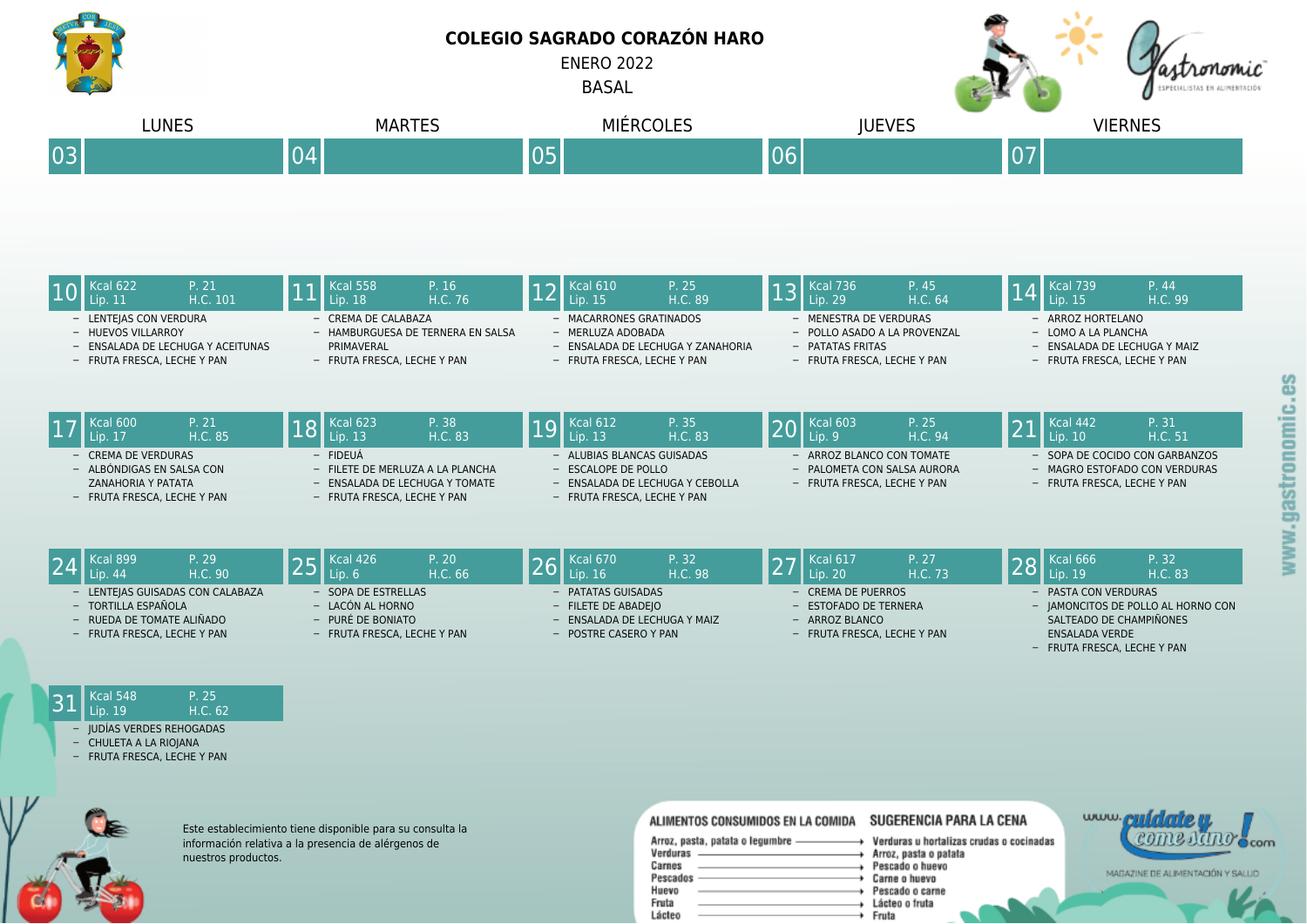# COLEGIO SAGRADO CORAZÓN HARO

ENERO 2022

BASAL

| LUNES | MARTES | MIÉRCOLES | JUEVES | VIERNES |
|---|---|---|---|---|
| **03** | **04** | **05** | **06** | **07** |
| | | | | |
| **10** Kcal 622 P. 21 Lip. 11 H.C. 101 | **11** Kcal 558 P. 16 Lip. 18 H.C. 76 | **12** Kcal 610 P. 25 Lip. 15 H.C. 89 | **13** Kcal 736 P. 45 Lip. 29 H.C. 64 | **14** Kcal 739 P. 44 Lip. 15 H.C. 99 |
| – LENTEJAS CON VERDURA<br>– HUEVOS VILLARROY<br>– ENSALADA DE LECHUGA Y ACEITUNAS<br>– FRUTA FRESCA, LECHE Y PAN | – CREMA DE CALABAZA<br>– HAMBURGUESA DE TERNERA EN SALSA PRIMAVERAL<br>– FRUTA FRESCA, LECHE Y PAN | – MACARRONES GRATINADOS<br>– MERLUZA ADOBADA<br>– ENSALADA DE LECHUGA Y ZANAHORIA<br>– FRUTA FRESCA, LECHE Y PAN | – MENESTRA DE VERDURAS<br>– POLLO ASADO A LA PROVENZAL<br>– PATATAS FRITAS<br>– FRUTA FRESCA, LECHE Y PAN | – ARROZ HORTELANO<br>– LOMO A LA PLANCHA<br>– ENSALADA DE LECHUGA Y MAIZ<br>– FRUTA FRESCA, LECHE Y PAN |
| **17** Kcal 600 P. 21 Lip. 17 H.C. 85 | **18** Kcal 623 P. 38 Lip. 13 H.C. 83 | **19** Kcal 612 P. 35 Lip. 13 H.C. 83 | **20** Kcal 603 P. 25 Lip. 9 H.C. 94 | **21** Kcal 442 P. 31 Lip. 10 H.C. 51 |
| – CREMA DE VERDURAS<br>– ALBÓNDIGAS EN SALSA CON ZANAHORIA Y PATATA<br>– FRUTA FRESCA, LECHE Y PAN | – FIDEUÁ<br>– FILETE DE MERLUZA A LA PLANCHA<br>– ENSALADA DE LECHUGA Y TOMATE<br>– FRUTA FRESCA, LECHE Y PAN | – ALUBIAS BLANCAS GUISADAS<br>– ESCALOPE DE POLLO<br>– ENSALADA DE LECHUGA Y CEBOLLA<br>– FRUTA FRESCA, LECHE Y PAN | – ARROZ BLANCO CON TOMATE<br>– PALOMETA CON SALSA AURORA<br>– FRUTA FRESCA, LECHE Y PAN | – SOPA DE COCIDO CON GARBANZOS<br>– MAGRO ESTOFADO CON VERDURAS<br>– FRUTA FRESCA, LECHE Y PAN |
| **24** Kcal 899 P. 29 Lip. 44 H.C. 90 | **25** Kcal 426 P. 20 Lip. 6 H.C. 66 | **26** Kcal 670 P. 32 Lip. 16 H.C. 98 | **27** Kcal 617 P. 27 Lip. 20 H.C. 73 | **28** Kcal 666 P. 32 Lip. 19 H.C. 83 |
| – LENTEJAS GUISADAS CON CALABAZA<br>– TORTILLA ESPAÑOLA<br>– RUEDA DE TOMATE ALIÑADO<br>– FRUTA FRESCA, LECHE Y PAN | – SOPA DE ESTRELLAS<br>– LACÓN AL HORNO<br>– PURÉ DE BONIATO<br>– FRUTA FRESCA, LECHE Y PAN | – PATATAS GUISADAS<br>– FILETE DE ABADEJO<br>– ENSALADA DE LECHUGA Y MAIZ<br>– POSTRE CASERO Y PAN | – CREMA DE PUERROS<br>– ESTOFADO DE TERNERA<br>– ARROZ BLANCO<br>– FRUTA FRESCA, LECHE Y PAN | – PASTA CON VERDURAS<br>– JAMONCITOS DE POLLO AL HORNO CON SALTEADO DE CHAMPIÑONES<br>ENSALADA VERDE<br>– FRUTA FRESCA, LECHE Y PAN |
| **31** Kcal 548 P. 25 Lip. 19 H.C. 62 | | | | |
| – JUDÍAS VERDES REHOGADAS<br>– CHULETA A LA RIOJANA<br>– FRUTA FRESCA, LECHE Y PAN | | | | |

Este establecimiento tiene disponible para su consulta la información relativa a la presencia de alérgenos de nuestros productos.

| ALIMENTOS CONSUMIDOS EN LA COMIDA | SUGERENCIA PARA LA CENA |
|---|---|
| Arroz, pasta, patata o legumbre | Verduras u hortalizas crudas o cocinadas |
| Verduras | Arroz, pasta o patata |
| Carnes | Pescado o huevo |
| Pescados | Carne o huevo |
| Huevo | Pescado o carne |
| Fruta | Lácteo o fruta |
| Lácteo | Fruta |

www.cuidate y come sano!.com — MAGAZINE DE ALIMENTACIÓN Y SALUD

www.gastronomic.es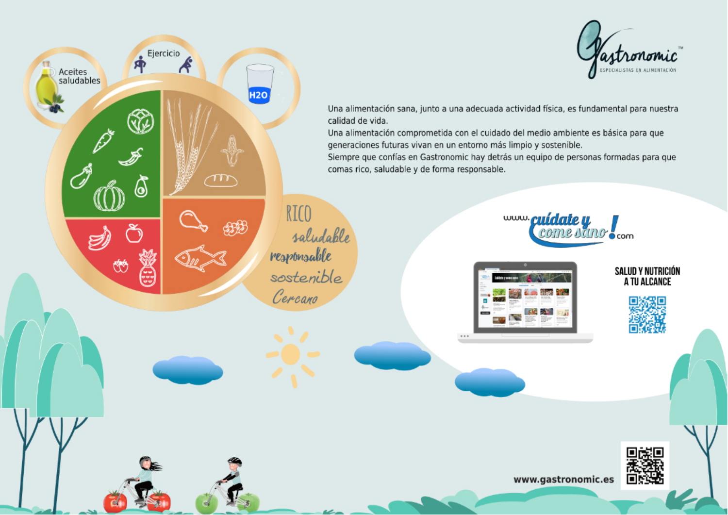Aceites saludables

Ejercicio

H2O

RICO
saludable
responsable
sostenible
Cercano

Gastronomic™
ESPECIALISTAS EN ALIMENTACIÓN

Una alimentación sana, junto a una adecuada actividad física, es fundamental para nuestra calidad de vida.
Una alimentación comprometida con el cuidado del medio ambiente es básica para que generaciones futuras vivan en un entorno más limpio y sostenible.
Siempre que confías en Gastronomic hay detrás un equipo de personas formadas para que comas rico, saludable y de forma responsable.

www.cuídate y come sano!.com

SALUD Y NUTRICIÓN A TU ALCANCE

www.gastronomic.es